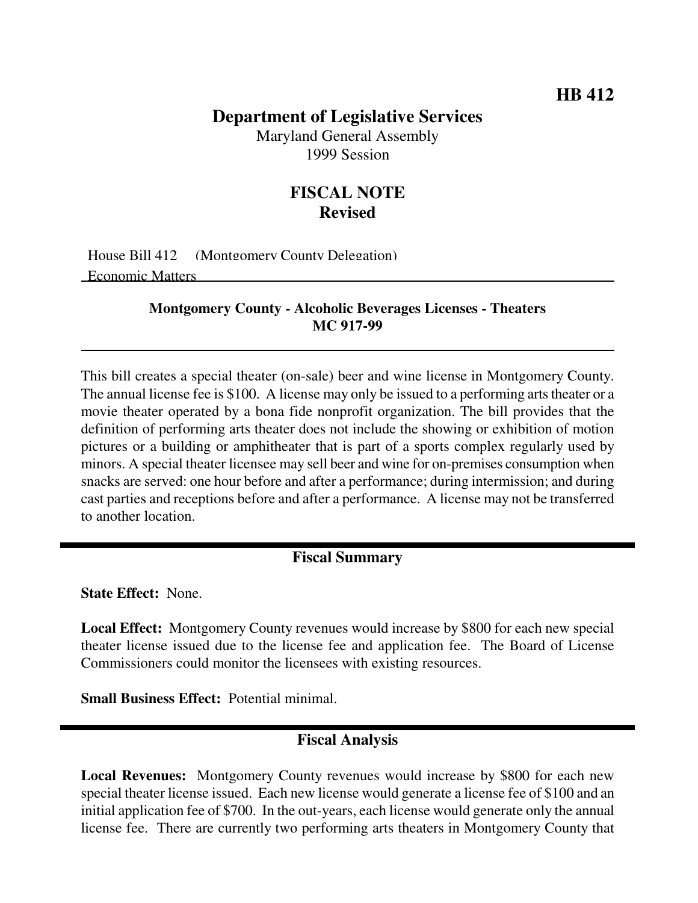**HB 412**

# Department of Legislative Services

Maryland General Assembly
1999 Session

## FISCAL NOTE
**Revised**

House Bill 412 (Montgomery County Delegation)
Economic Matters

**Montgomery County - Alcoholic Beverages Licenses - Theaters**
**MC 917-99**

---

This bill creates a special theater (on-sale) beer and wine license in Montgomery County. The annual license fee is $100. A license may only be issued to a performing arts theater or a movie theater operated by a bona fide nonprofit organization. The bill provides that the definition of performing arts theater does not include the showing or exhibition of motion pictures or a building or amphitheater that is part of a sports complex regularly used by minors. A special theater licensee may sell beer and wine for on-premises consumption when snacks are served: one hour before and after a performance; during intermission; and during cast parties and receptions before and after a performance. A license may not be transferred to another location.

## Fiscal Summary

**State Effect:** None.

**Local Effect:** Montgomery County revenues would increase by $800 for each new special theater license issued due to the license fee and application fee. The Board of License Commissioners could monitor the licensees with existing resources.

**Small Business Effect:** Potential minimal.

## Fiscal Analysis

**Local Revenues:** Montgomery County revenues would increase by $800 for each new special theater license issued. Each new license would generate a license fee of $100 and an initial application fee of $700. In the out-years, each license would generate only the annual license fee. There are currently two performing arts theaters in Montgomery County that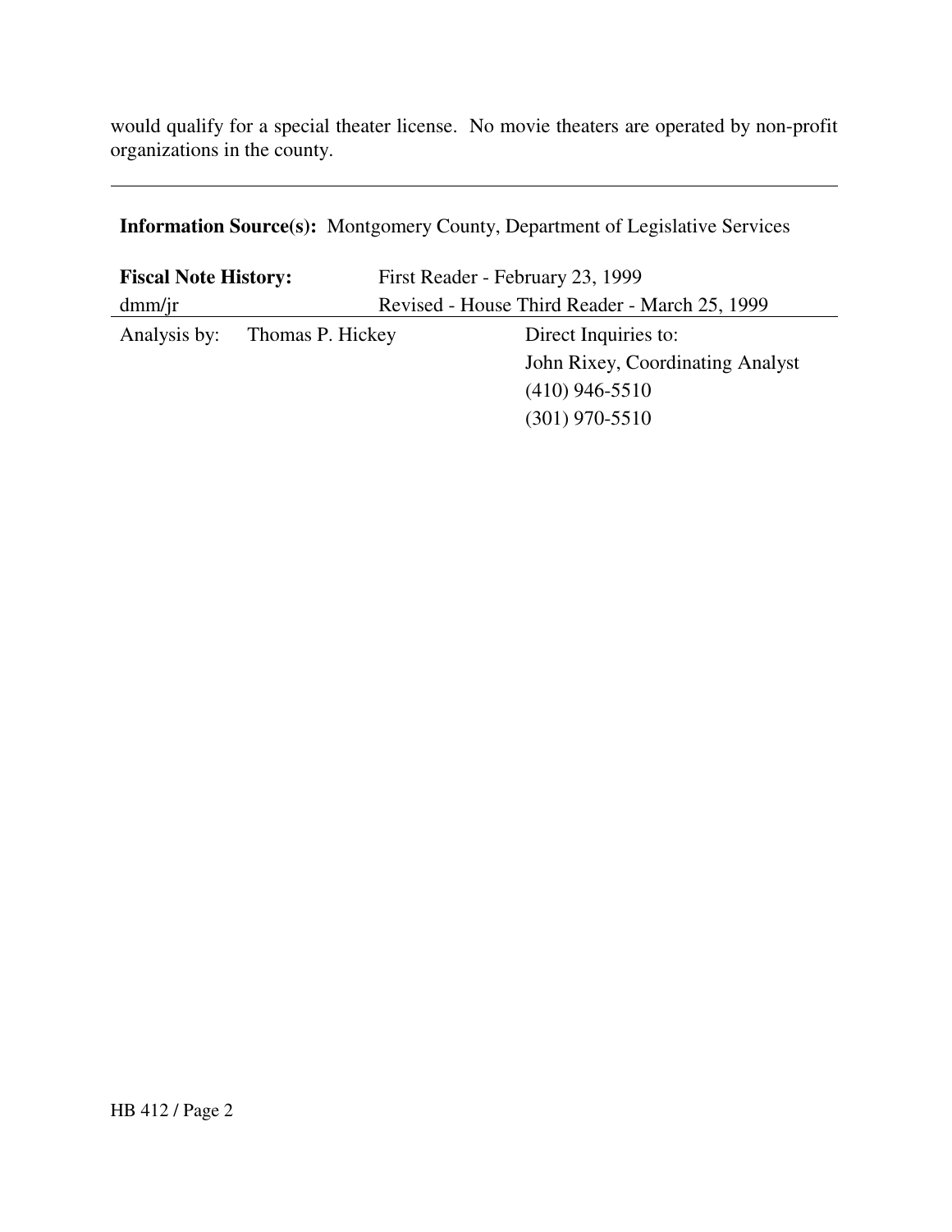would qualify for a special theater license. No movie theaters are operated by non-profit organizations in the county.

---

**Information Source(s):** Montgomery County, Department of Legislative Services

| | |
|---|---|
| **Fiscal Note History:** | First Reader - February 23, 1999 |
| dmm/jr | Revised - House Third Reader - March 25, 1999 |

Analysis by: Thomas P. Hickey

Direct Inquiries to:
John Rixey, Coordinating Analyst
(410) 946-5510
(301) 970-5510